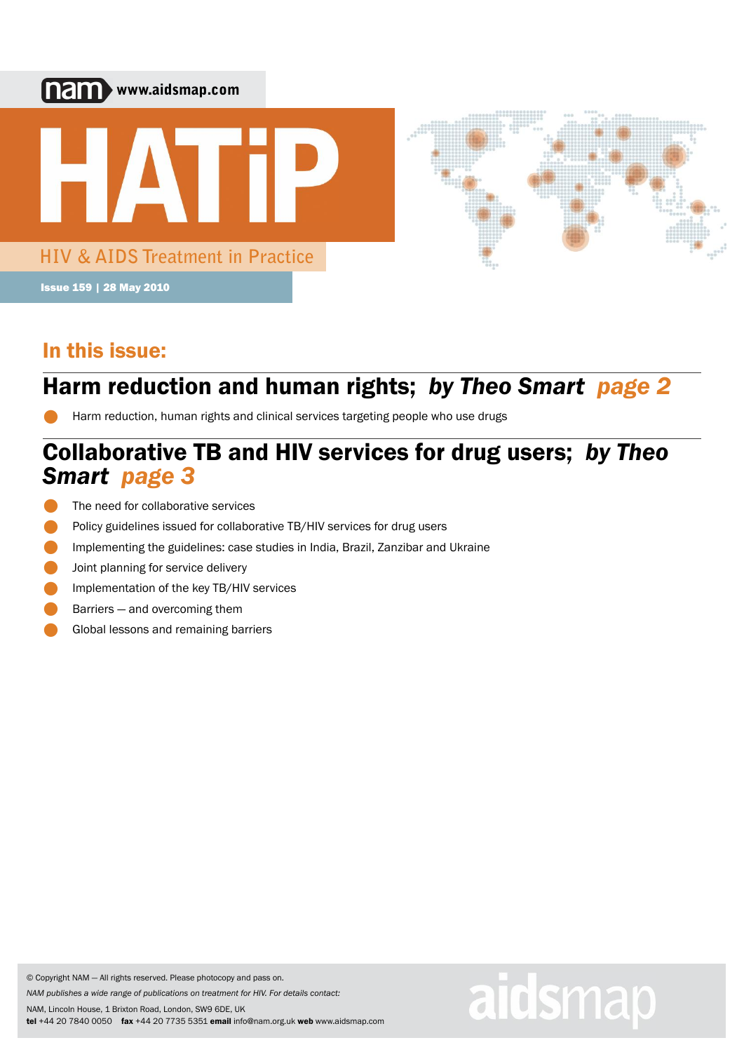nam www.aidsmap.com

# HATiP

HIV & AIDS Treatment in Practice

Issue 159 | 28 May 2010

## In this issue:

## Harm reduction and human rights; *by Theo Smart* page 2

- Harm reduction, human rights and clinical services targeting people who use drugs

## Collaborative TB and HIV services for drug users; *by Theo Smart* page 3

- The need for collaborative services
- Policy guidelines issued for collaborative TB/HIV services for drug users
- Implementing the guidelines: case studies in India, Brazil, Zanzibar and Ukraine
- Joint planning for service delivery
- Implementation of the key TB/HIV services
- Barriers — and overcoming them
- Global lessons and remaining barriers

© Copyright NAM — All rights reserved. Please photocopy and pass on.

*NAM publishes a wide range of publications on treatment for HIV. For details contact:*

NAM, Lincoln House, 1 Brixton Road, London, SW9 6DE, UK
**tel** +44 20 7840 0050 **fax** +44 20 7735 5351 **email** info@nam.org.uk **web** www.aidsmap.com

aidsmap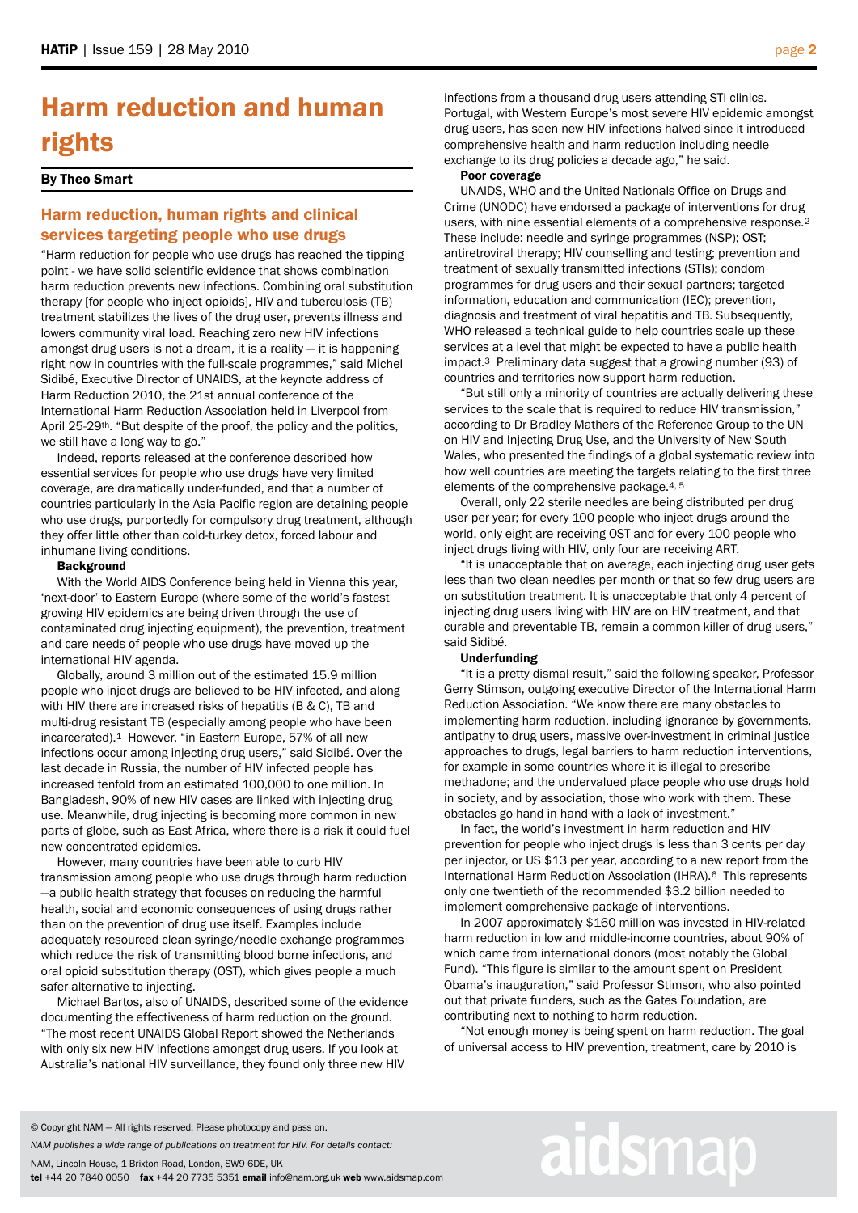# Harm reduction and human rights

**By Theo Smart**

## Harm reduction, human rights and clinical services targeting people who use drugs

"Harm reduction for people who use drugs has reached the tipping point - we have solid scientific evidence that shows combination harm reduction prevents new infections. Combining oral substitution therapy [for people who inject opioids], HIV and tuberculosis (TB) treatment stabilizes the lives of the drug user, prevents illness and lowers community viral load. Reaching zero new HIV infections amongst drug users is not a dream, it is a reality — it is happening right now in countries with the full-scale programmes," said Michel Sidibé, Executive Director of UNAIDS, at the keynote address of Harm Reduction 2010, the 21st annual conference of the International Harm Reduction Association held in Liverpool from April 25-29th. "But despite of the proof, the policy and the politics, we still have a long way to go."

Indeed, reports released at the conference described how essential services for people who use drugs have very limited coverage, are dramatically under-funded, and that a number of countries particularly in the Asia Pacific region are detaining people who use drugs, purportedly for compulsory drug treatment, although they offer little other than cold-turkey detox, forced labour and inhumane living conditions.

**Background**

With the World AIDS Conference being held in Vienna this year, 'next-door' to Eastern Europe (where some of the world's fastest growing HIV epidemics are being driven through the use of contaminated drug injecting equipment), the prevention, treatment and care needs of people who use drugs have moved up the international HIV agenda.

Globally, around 3 million out of the estimated 15.9 million people who inject drugs are believed to be HIV infected, and along with HIV there are increased risks of hepatitis (B & C), TB and multi-drug resistant TB (especially among people who have been incarcerated).[1] However, "in Eastern Europe, 57% of all new infections occur among injecting drug users," said Sidibé. Over the last decade in Russia, the number of HIV infected people has increased tenfold from an estimated 100,000 to one million. In Bangladesh, 90% of new HIV cases are linked with injecting drug use. Meanwhile, drug injecting is becoming more common in new parts of globe, such as East Africa, where there is a risk it could fuel new concentrated epidemics.

However, many countries have been able to curb HIV transmission among people who use drugs through harm reduction —a public health strategy that focuses on reducing the harmful health, social and economic consequences of using drugs rather than on the prevention of drug use itself. Examples include adequately resourced clean syringe/needle exchange programmes which reduce the risk of transmitting blood borne infections, and oral opioid substitution therapy (OST), which gives people a much safer alternative to injecting.

Michael Bartos, also of UNAIDS, described some of the evidence documenting the effectiveness of harm reduction on the ground. "The most recent UNAIDS Global Report showed the Netherlands with only six new HIV infections amongst drug users. If you look at Australia's national HIV surveillance, they found only three new HIV infections from a thousand drug users attending STI clinics. Portugal, with Western Europe's most severe HIV epidemic amongst drug users, has seen new HIV infections halved since it introduced comprehensive health and harm reduction including needle exchange to its drug policies a decade ago," he said.

**Poor coverage**

UNAIDS, WHO and the United Nationals Office on Drugs and Crime (UNODC) have endorsed a package of interventions for drug users, with nine essential elements of a comprehensive response.[2] These include: needle and syringe programmes (NSP); OST; antiretroviral therapy; HIV counselling and testing; prevention and treatment of sexually transmitted infections (STIs); condom programmes for drug users and their sexual partners; targeted information, education and communication (IEC); prevention, diagnosis and treatment of viral hepatitis and TB. Subsequently, WHO released a technical guide to help countries scale up these services at a level that might be expected to have a public health impact.[3] Preliminary data suggest that a growing number (93) of countries and territories now support harm reduction.

"But still only a minority of countries are actually delivering these services to the scale that is required to reduce HIV transmission," according to Dr Bradley Mathers of the Reference Group to the UN on HIV and Injecting Drug Use, and the University of New South Wales, who presented the findings of a global systematic review into how well countries are meeting the targets relating to the first three elements of the comprehensive package.[4, 5]

Overall, only 22 sterile needles are being distributed per drug user per year; for every 100 people who inject drugs around the world, only eight are receiving OST and for every 100 people who inject drugs living with HIV, only four are receiving ART.

"It is unacceptable that on average, each injecting drug user gets less than two clean needles per month or that so few drug users are on substitution treatment. It is unacceptable that only 4 percent of injecting drug users living with HIV are on HIV treatment, and that curable and preventable TB, remain a common killer of drug users," said Sidibé.

**Underfunding**

"It is a pretty dismal result," said the following speaker, Professor Gerry Stimson, outgoing executive Director of the International Harm Reduction Association. "We know there are many obstacles to implementing harm reduction, including ignorance by governments, antipathy to drug users, massive over-investment in criminal justice approaches to drugs, legal barriers to harm reduction interventions, for example in some countries where it is illegal to prescribe methadone; and the undervalued place people who use drugs hold in society, and by association, those who work with them. These obstacles go hand in hand with a lack of investment."

In fact, the world's investment in harm reduction and HIV prevention for people who inject drugs is less than 3 cents per day per injector, or US $13 per year, according to a new report from the International Harm Reduction Association (IHRA).[6] This represents only one twentieth of the recommended $3.2 billion needed to implement comprehensive package of interventions.

In 2007 approximately $160 million was invested in HIV-related harm reduction in low and middle-income countries, about 90% of which came from international donors (most notably the Global Fund). "This figure is similar to the amount spent on President Obama's inauguration," said Professor Stimson, who also pointed out that private funders, such as the Gates Foundation, are contributing next to nothing to harm reduction.

"Not enough money is being spent on harm reduction. The goal of universal access to HIV prevention, treatment, care by 2010 is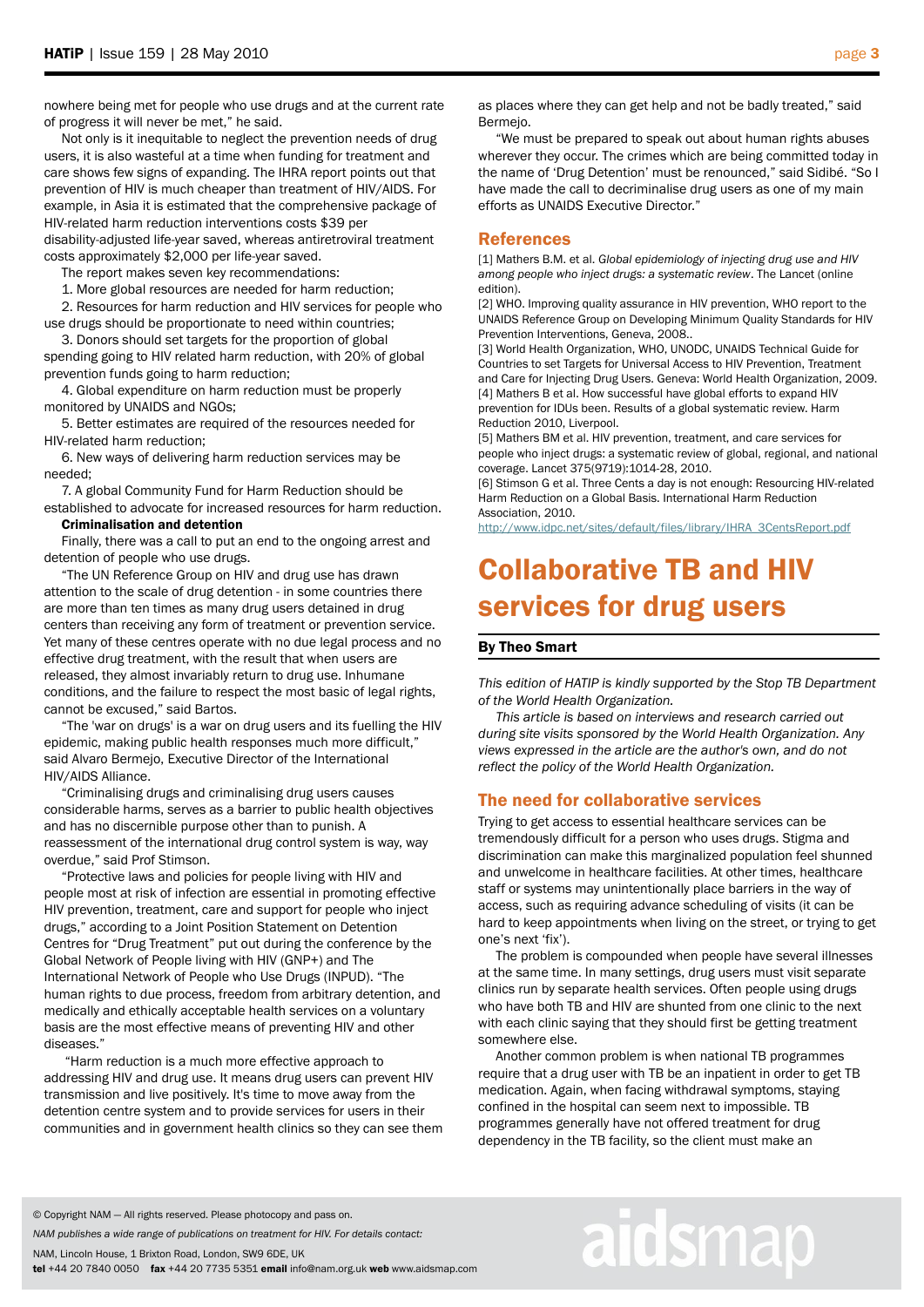nowhere being met for people who use drugs and at the current rate of progress it will never be met," he said.

Not only is it inequitable to neglect the prevention needs of drug users, it is also wasteful at a time when funding for treatment and care shows few signs of expanding. The IHRA report points out that prevention of HIV is much cheaper than treatment of HIV/AIDS. For example, in Asia it is estimated that the comprehensive package of HIV-related harm reduction interventions costs $39 per disability-adjusted life-year saved, whereas antiretroviral treatment costs approximately $2,000 per life-year saved.

The report makes seven key recommendations:

1. More global resources are needed for harm reduction;
2. Resources for harm reduction and HIV services for people who use drugs should be proportionate to need within countries;
3. Donors should set targets for the proportion of global spending going to HIV related harm reduction, with 20% of global prevention funds going to harm reduction;
4. Global expenditure on harm reduction must be properly monitored by UNAIDS and NGOs;
5. Better estimates are required of the resources needed for HIV-related harm reduction;
6. New ways of delivering harm reduction services may be needed;
7. A global Community Fund for Harm Reduction should be established to advocate for increased resources for harm reduction.

**Criminalisation and detention**

Finally, there was a call to put an end to the ongoing arrest and detention of people who use drugs.

"The UN Reference Group on HIV and drug use has drawn attention to the scale of drug detention - in some countries there are more than ten times as many drug users detained in drug centers than receiving any form of treatment or prevention service. Yet many of these centres operate with no due legal process and no effective drug treatment, with the result that when users are released, they almost invariably return to drug use. Inhumane conditions, and the failure to respect the most basic of legal rights, cannot be excused," said Bartos.

"The 'war on drugs' is a war on drug users and its fuelling the HIV epidemic, making public health responses much more difficult," said Alvaro Bermejo, Executive Director of the International HIV/AIDS Alliance.

"Criminalising drugs and criminalising drug users causes considerable harms, serves as a barrier to public health objectives and has no discernible purpose other than to punish. A reassessment of the international drug control system is way, way overdue," said Prof Stimson.

"Protective laws and policies for people living with HIV and people most at risk of infection are essential in promoting effective HIV prevention, treatment, care and support for people who inject drugs," according to a Joint Position Statement on Detention Centres for "Drug Treatment" put out during the conference by the Global Network of People living with HIV (GNP+) and The International Network of People who Use Drugs (INPUD). "The human rights to due process, freedom from arbitrary detention, and medically and ethically acceptable health services on a voluntary basis are the most effective means of preventing HIV and other diseases."

"Harm reduction is a much more effective approach to addressing HIV and drug use. It means drug users can prevent HIV transmission and live positively. It's time to move away from the detention centre system and to provide services for users in their communities and in government health clinics so they can see them as places where they can get help and not be badly treated," said Bermejo.

"We must be prepared to speak out about human rights abuses wherever they occur. The crimes which are being committed today in the name of 'Drug Detention' must be renounced," said Sidibé. "So I have made the call to decriminalise drug users as one of my main efforts as UNAIDS Executive Director."

## References

[1] Mathers B.M. et al. *Global epidemiology of injecting drug use and HIV among people who inject drugs: a systematic review*. The Lancet (online edition).

[2] WHO. Improving quality assurance in HIV prevention, WHO report to the UNAIDS Reference Group on Developing Minimum Quality Standards for HIV Prevention Interventions, Geneva, 2008..

[3] World Health Organization, WHO, UNODC, UNAIDS Technical Guide for Countries to set Targets for Universal Access to HIV Prevention, Treatment and Care for Injecting Drug Users. Geneva: World Health Organization, 2009.

[4] Mathers B et al. How successful have global efforts to expand HIV prevention for IDUs been. Results of a global systematic review. Harm Reduction 2010, Liverpool.

[5] Mathers BM et al. HIV prevention, treatment, and care services for people who inject drugs: a systematic review of global, regional, and national coverage. Lancet 375(9719):1014-28, 2010.

[6] Stimson G et al. Three Cents a day is not enough: Resourcing HIV-related Harm Reduction on a Global Basis. International Harm Reduction Association, 2010.
http://www.idpc.net/sites/default/files/library/IHRA_3CentsReport.pdf

# Collaborative TB and HIV services for drug users

**By Theo Smart**

*This edition of HATIP is kindly supported by the Stop TB Department of the World Health Organization.*

*This article is based on interviews and research carried out during site visits sponsored by the World Health Organization. Any views expressed in the article are the author's own, and do not reflect the policy of the World Health Organization.*

## The need for collaborative services

Trying to get access to essential healthcare services can be tremendously difficult for a person who uses drugs. Stigma and discrimination can make this marginalized population feel shunned and unwelcome in healthcare facilities. At other times, healthcare staff or systems may unintentionally place barriers in the way of access, such as requiring advance scheduling of visits (it can be hard to keep appointments when living on the street, or trying to get one's next 'fix').

The problem is compounded when people have several illnesses at the same time. In many settings, drug users must visit separate clinics run by separate health services. Often people using drugs who have both TB and HIV are shunted from one clinic to the next with each clinic saying that they should first be getting treatment somewhere else.

Another common problem is when national TB programmes require that a drug user with TB be an inpatient in order to get TB medication. Again, when facing withdrawal symptoms, staying confined in the hospital can seem next to impossible. TB programmes generally have not offered treatment for drug dependency in the TB facility, so the client must make an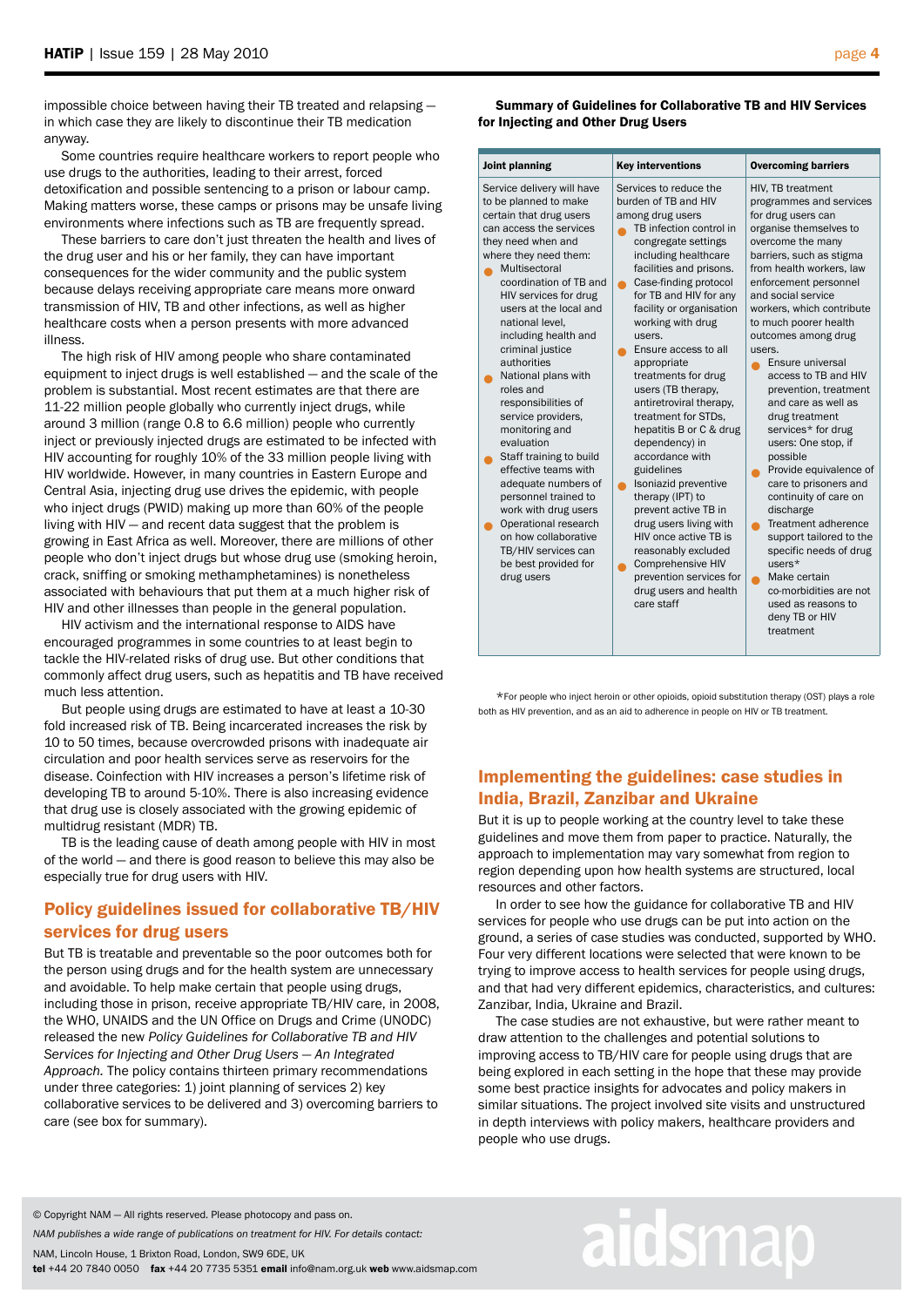impossible choice between having their TB treated and relapsing — in which case they are likely to discontinue their TB medication anyway.

Some countries require healthcare workers to report people who use drugs to the authorities, leading to their arrest, forced detoxification and possible sentencing to a prison or labour camp. Making matters worse, these camps or prisons may be unsafe living environments where infections such as TB are frequently spread.

These barriers to care don't just threaten the health and lives of the drug user and his or her family, they can have important consequences for the wider community and the public system because delays receiving appropriate care means more onward transmission of HIV, TB and other infections, as well as higher healthcare costs when a person presents with more advanced illness.

The high risk of HIV among people who share contaminated equipment to inject drugs is well established — and the scale of the problem is substantial. Most recent estimates are that there are 11-22 million people globally who currently inject drugs, while around 3 million (range 0.8 to 6.6 million) people who currently inject or previously injected drugs are estimated to be infected with HIV accounting for roughly 10% of the 33 million people living with HIV worldwide. However, in many countries in Eastern Europe and Central Asia, injecting drug use drives the epidemic, with people who inject drugs (PWID) making up more than 60% of the people living with HIV — and recent data suggest that the problem is growing in East Africa as well. Moreover, there are millions of other people who don't inject drugs but whose drug use (smoking heroin, crack, sniffing or smoking methamphetamines) is nonetheless associated with behaviours that put them at a much higher risk of HIV and other illnesses than people in the general population.

HIV activism and the international response to AIDS have encouraged programmes in some countries to at least begin to tackle the HIV-related risks of drug use. But other conditions that commonly affect drug users, such as hepatitis and TB have received much less attention.

But people using drugs are estimated to have at least a 10-30 fold increased risk of TB. Being incarcerated increases the risk by 10 to 50 times, because overcrowded prisons with inadequate air circulation and poor health services serve as reservoirs for the disease. Coinfection with HIV increases a person's lifetime risk of developing TB to around 5-10%. There is also increasing evidence that drug use is closely associated with the growing epidemic of multidrug resistant (MDR) TB.

TB is the leading cause of death among people with HIV in most of the world — and there is good reason to believe this may also be especially true for drug users with HIV.

## Policy guidelines issued for collaborative TB/HIV services for drug users

But TB is treatable and preventable so the poor outcomes both for the person using drugs and for the health system are unnecessary and avoidable. To help make certain that people using drugs, including those in prison, receive appropriate TB/HIV care, in 2008, the WHO, UNAIDS and the UN Office on Drugs and Crime (UNODC) released the new *Policy Guidelines for Collaborative TB and HIV Services for Injecting and Other Drug Users — An Integrated Approach.* The policy contains thirteen primary recommendations under three categories: 1) joint planning of services 2) key collaborative services to be delivered and 3) overcoming barriers to care (see box for summary).

**Summary of Guidelines for Collaborative TB and HIV Services for Injecting and Other Drug Users**

| Joint planning | Key interventions | Overcoming barriers |
|---|---|---|
| Service delivery will have to be planned to make certain that drug users can access the services they need when and where they need them:<br>• Multisectoral coordination of TB and HIV services for drug users at the local and national level, including health and criminal justice authorities<br>• National plans with roles and responsibilities of service providers, monitoring and evaluation<br>• Staff training to build effective teams with adequate numbers of personnel trained to work with drug users<br>• Operational research on how collaborative TB/HIV services can be best provided for drug users | Services to reduce the burden of TB and HIV among drug users<br>• TB infection control in congregate settings including healthcare facilities and prisons.<br>• Case-finding protocol for TB and HIV for any facility or organisation working with drug users.<br>• Ensure access to all appropriate treatments for drug users (TB therapy, antiretroviral therapy, treatment for STDs, hepatitis B or C & drug dependency) in accordance with guidelines<br>• Isoniazid preventive therapy (IPT) to prevent active TB in drug users living with HIV once active TB is reasonably excluded<br>• Comprehensive HIV prevention services for drug users and health care staff | HIV, TB treatment programmes and services for drug users can organise themselves to overcome the many barriers, such as stigma from health workers, law enforcement personnel and social service workers, which contribute to much poorer health outcomes among drug users.<br>• Ensure universal access to TB and HIV prevention, treatment and care as well as drug treatment services* for drug users: One stop, if possible<br>• Provide equivalence of care to prisoners and continuity of care on discharge<br>• Treatment adherence support tailored to the specific needs of drug users*<br>• Make certain co-morbidities are not used as reasons to deny TB or HIV treatment |

*For people who inject heroin or other opioids, opioid substitution therapy (OST) plays a role both as HIV prevention, and as an aid to adherence in people on HIV or TB treatment.

## Implementing the guidelines: case studies in India, Brazil, Zanzibar and Ukraine

But it is up to people working at the country level to take these guidelines and move them from paper to practice. Naturally, the approach to implementation may vary somewhat from region to region depending upon how health systems are structured, local resources and other factors.

In order to see how the guidance for collaborative TB and HIV services for people who use drugs can be put into action on the ground, a series of case studies was conducted, supported by WHO. Four very different locations were selected that were known to be trying to improve access to health services for people using drugs, and that had very different epidemics, characteristics, and cultures: Zanzibar, India, Ukraine and Brazil.

The case studies are not exhaustive, but were rather meant to draw attention to the challenges and potential solutions to improving access to TB/HIV care for people using drugs that are being explored in each setting in the hope that these may provide some best practice insights for advocates and policy makers in similar situations. The project involved site visits and unstructured in depth interviews with policy makers, healthcare providers and people who use drugs.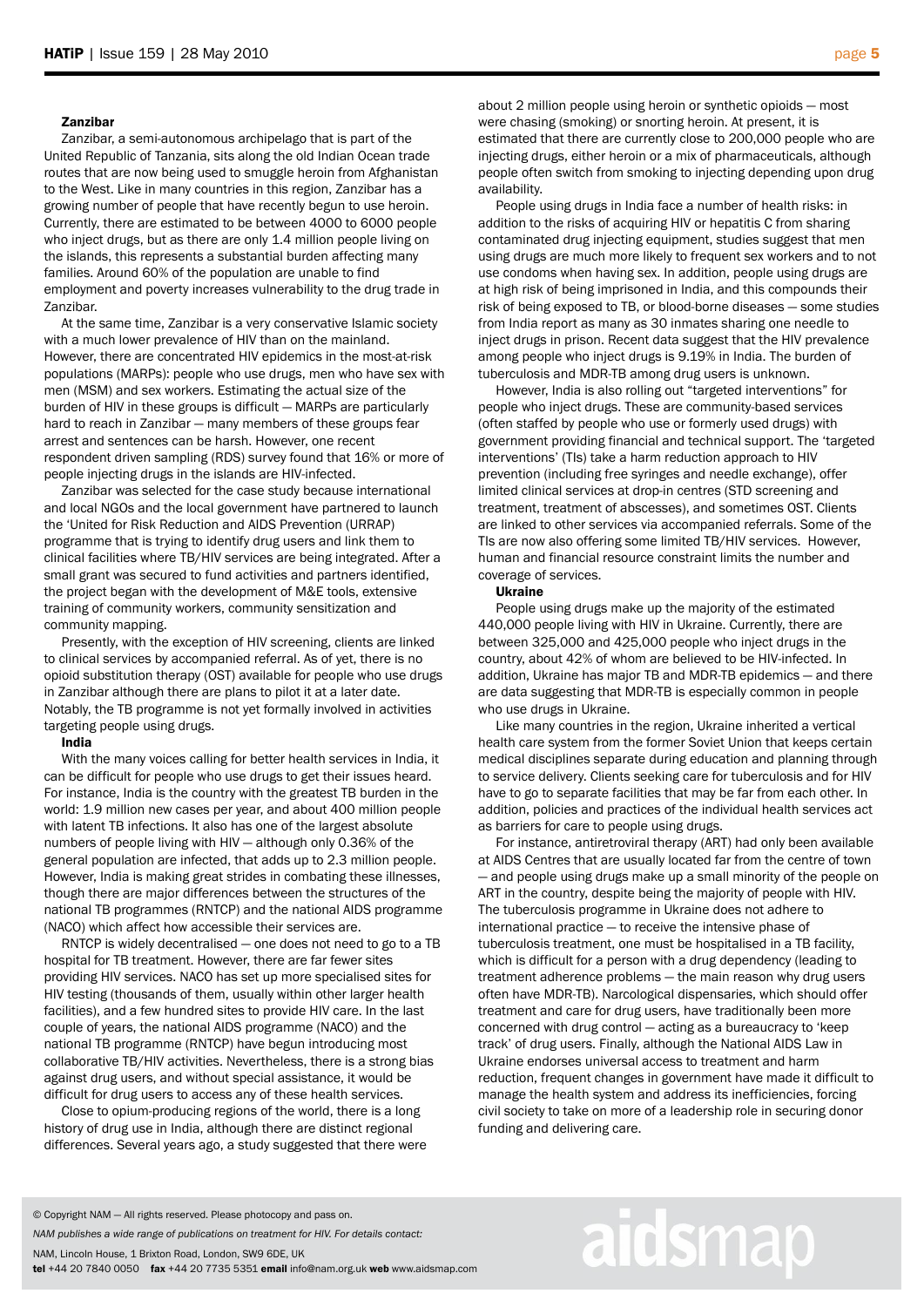### Zanzibar

Zanzibar, a semi-autonomous archipelago that is part of the United Republic of Tanzania, sits along the old Indian Ocean trade routes that are now being used to smuggle heroin from Afghanistan to the West. Like in many countries in this region, Zanzibar has a growing number of people that have recently begun to use heroin. Currently, there are estimated to be between 4000 to 6000 people who inject drugs, but as there are only 1.4 million people living on the islands, this represents a substantial burden affecting many families. Around 60% of the population are unable to find employment and poverty increases vulnerability to the drug trade in Zanzibar.

At the same time, Zanzibar is a very conservative Islamic society with a much lower prevalence of HIV than on the mainland. However, there are concentrated HIV epidemics in the most-at-risk populations (MARPs): people who use drugs, men who have sex with men (MSM) and sex workers. Estimating the actual size of the burden of HIV in these groups is difficult — MARPs are particularly hard to reach in Zanzibar — many members of these groups fear arrest and sentences can be harsh. However, one recent respondent driven sampling (RDS) survey found that 16% or more of people injecting drugs in the islands are HIV-infected.

Zanzibar was selected for the case study because international and local NGOs and the local government have partnered to launch the 'United for Risk Reduction and AIDS Prevention (URRAP) programme that is trying to identify drug users and link them to clinical facilities where TB/HIV services are being integrated. After a small grant was secured to fund activities and partners identified, the project began with the development of M&E tools, extensive training of community workers, community sensitization and community mapping.

Presently, with the exception of HIV screening, clients are linked to clinical services by accompanied referral. As of yet, there is no opioid substitution therapy (OST) available for people who use drugs in Zanzibar although there are plans to pilot it at a later date. Notably, the TB programme is not yet formally involved in activities targeting people using drugs.

### India

With the many voices calling for better health services in India, it can be difficult for people who use drugs to get their issues heard. For instance, India is the country with the greatest TB burden in the world: 1.9 million new cases per year, and about 400 million people with latent TB infections. It also has one of the largest absolute numbers of people living with HIV — although only 0.36% of the general population are infected, that adds up to 2.3 million people. However, India is making great strides in combating these illnesses, though there are major differences between the structures of the national TB programmes (RNTCP) and the national AIDS programme (NACO) which affect how accessible their services are.

RNTCP is widely decentralised — one does not need to go to a TB hospital for TB treatment. However, there are far fewer sites providing HIV services. NACO has set up more specialised sites for HIV testing (thousands of them, usually within other larger health facilities), and a few hundred sites to provide HIV care. In the last couple of years, the national AIDS programme (NACO) and the national TB programme (RNTCP) have begun introducing most collaborative TB/HIV activities. Nevertheless, there is a strong bias against drug users, and without special assistance, it would be difficult for drug users to access any of these health services.

Close to opium-producing regions of the world, there is a long history of drug use in India, although there are distinct regional differences. Several years ago, a study suggested that there were about 2 million people using heroin or synthetic opioids — most were chasing (smoking) or snorting heroin. At present, it is estimated that there are currently close to 200,000 people who are injecting drugs, either heroin or a mix of pharmaceuticals, although people often switch from smoking to injecting depending upon drug availability.

People using drugs in India face a number of health risks: in addition to the risks of acquiring HIV or hepatitis C from sharing contaminated drug injecting equipment, studies suggest that men using drugs are much more likely to frequent sex workers and to not use condoms when having sex. In addition, people using drugs are at high risk of being imprisoned in India, and this compounds their risk of being exposed to TB, or blood-borne diseases — some studies from India report as many as 30 inmates sharing one needle to inject drugs in prison. Recent data suggest that the HIV prevalence among people who inject drugs is 9.19% in India. The burden of tuberculosis and MDR-TB among drug users is unknown.

However, India is also rolling out "targeted interventions" for people who inject drugs. These are community-based services (often staffed by people who use or formerly used drugs) with government providing financial and technical support. The 'targeted interventions' (TIs) take a harm reduction approach to HIV prevention (including free syringes and needle exchange), offer limited clinical services at drop-in centres (STD screening and treatment, treatment of abscesses), and sometimes OST. Clients are linked to other services via accompanied referrals. Some of the TIs are now also offering some limited TB/HIV services. However, human and financial resource constraint limits the number and coverage of services.

### Ukraine

People using drugs make up the majority of the estimated 440,000 people living with HIV in Ukraine. Currently, there are between 325,000 and 425,000 people who inject drugs in the country, about 42% of whom are believed to be HIV-infected. In addition, Ukraine has major TB and MDR-TB epidemics — and there are data suggesting that MDR-TB is especially common in people who use drugs in Ukraine.

Like many countries in the region, Ukraine inherited a vertical health care system from the former Soviet Union that keeps certain medical disciplines separate during education and planning through to service delivery. Clients seeking care for tuberculosis and for HIV have to go to separate facilities that may be far from each other. In addition, policies and practices of the individual health services act as barriers for care to people using drugs.

For instance, antiretroviral therapy (ART) had only been available at AIDS Centres that are usually located far from the centre of town — and people using drugs make up a small minority of the people on ART in the country, despite being the majority of people with HIV. The tuberculosis programme in Ukraine does not adhere to international practice — to receive the intensive phase of tuberculosis treatment, one must be hospitalised in a TB facility, which is difficult for a person with a drug dependency (leading to treatment adherence problems — the main reason why drug users often have MDR-TB). Narcological dispensaries, which should offer treatment and care for drug users, have traditionally been more concerned with drug control — acting as a bureaucracy to 'keep track' of drug users. Finally, although the National AIDS Law in Ukraine endorses universal access to treatment and harm reduction, frequent changes in government have made it difficult to manage the health system and address its inefficiencies, forcing civil society to take on more of a leadership role in securing donor funding and delivering care.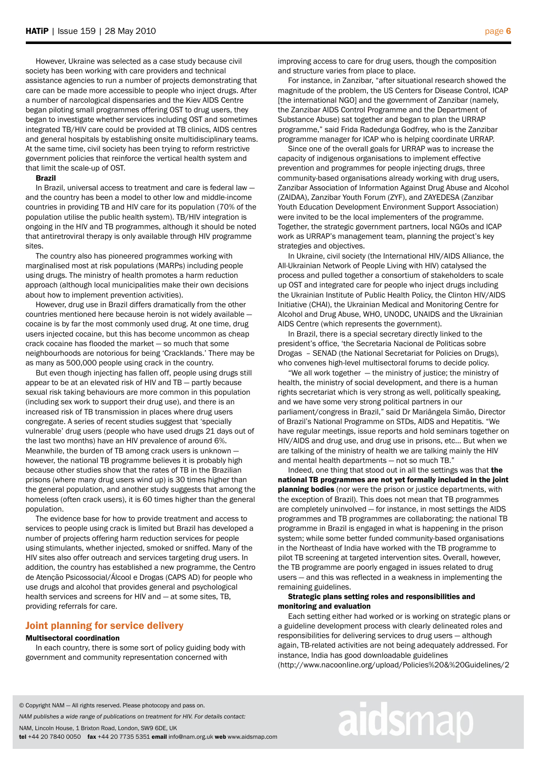However, Ukraine was selected as a case study because civil society has been working with care providers and technical assistance agencies to run a number of projects demonstrating that care can be made more accessible to people who inject drugs. After a number of narcological dispensaries and the Kiev AIDS Centre began piloting small programmes offering OST to drug users, they began to investigate whether services including OST and sometimes integrated TB/HIV care could be provided at TB clinics, AIDS centres and general hospitals by establishing onsite multidisciplinary teams. At the same time, civil society has been trying to reform restrictive government policies that reinforce the vertical health system and that limit the scale-up of OST.

**Brazil**

In Brazil, universal access to treatment and care is federal law — and the country has been a model to other low and middle-income countries in providing TB and HIV care for its population (70% of the population utilise the public health system). TB/HIV integration is ongoing in the HIV and TB programmes, although it should be noted that antiretroviral therapy is only available through HIV programme sites.

The country also has pioneered programmes working with marginalised most at risk populations (MARPs) including people using drugs. The ministry of health promotes a harm reduction approach (although local municipalities make their own decisions about how to implement prevention activities).

However, drug use in Brazil differs dramatically from the other countries mentioned here because heroin is not widely available — cocaine is by far the most commonly used drug. At one time, drug users injected cocaine, but this has become uncommon as cheap crack cocaine has flooded the market — so much that some neighbourhoods are notorious for being 'Cracklands.' There may be as many as 500,000 people using crack in the country.

But even though injecting has fallen off, people using drugs still appear to be at an elevated risk of HIV and TB — partly because sexual risk taking behaviours are more common in this population (including sex work to support their drug use), and there is an increased risk of TB transmission in places where drug users congregate. A series of recent studies suggest that 'specially vulnerable' drug users (people who have used drugs 21 days out of the last two months) have an HIV prevalence of around 6%. Meanwhile, the burden of TB among crack users is unknown — however, the national TB programme believes it is probably high because other studies show that the rates of TB in the Brazilian prisons (where many drug users wind up) is 30 times higher than the general population, and another study suggests that among the homeless (often crack users), it is 60 times higher than the general population.

The evidence base for how to provide treatment and access to services to people using crack is limited but Brazil has developed a number of projects offering harm reduction services for people using stimulants, whether injected, smoked or sniffed. Many of the HIV sites also offer outreach and services targeting drug users. In addition, the country has established a new programme, the Centro de Atenção Psicossocial/Álcool e Drogas (CAPS AD) for people who use drugs and alcohol that provides general and psychological health services and screens for HIV and — at some sites, TB, providing referrals for care.

## Joint planning for service delivery

**Multisectoral coordination**

In each country, there is some sort of policy guiding body with government and community representation concerned with improving access to care for drug users, though the composition and structure varies from place to place.

For instance, in Zanzibar, "after situational research showed the magnitude of the problem, the US Centers for Disease Control, ICAP [the international NGO] and the government of Zanzibar (namely, the Zanzibar AIDS Control Programme and the Department of Substance Abuse) sat together and began to plan the URRAP programme," said Frida Radedunga Godfrey, who is the Zanzibar programme manager for ICAP who is helping coordinate URRAP.

Since one of the overall goals for URRAP was to increase the capacity of indigenous organisations to implement effective prevention and programmes for people injecting drugs, three community-based organisations already working with drug users, Zanzibar Association of Information Against Drug Abuse and Alcohol (ZAIDAA), Zanzibar Youth Forum (ZYF), and ZAYEDESA (Zanzibar Youth Education Development Environment Support Association) were invited to be the local implementers of the programme. Together, the strategic government partners, local NGOs and ICAP work as URRAP's management team, planning the project's key strategies and objectives.

In Ukraine, civil society (the International HIV/AIDS Alliance, the All-Ukrainian Network of People Living with HIV) catalysed the process and pulled together a consortium of stakeholders to scale up OST and integrated care for people who inject drugs including the Ukrainian Institute of Public Health Policy, the Clinton HIV/AIDS Initiative (CHAI), the Ukrainian Medical and Monitoring Centre for Alcohol and Drug Abuse, WHO, UNODC, UNAIDS and the Ukrainian AIDS Centre (which represents the government).

In Brazil, there is a special secretary directly linked to the president's office, 'the Secretaria Nacional de Politicas sobre Drogas – SENAD (the National Secretariat for Policies on Drugs), who convenes high-level multisectoral forums to decide policy.

"We all work together — the ministry of justice; the ministry of health, the ministry of social development, and there is a human rights secretariat which is very strong as well, politically speaking, and we have some very strong political partners in our parliament/congress in Brazil," said Dr Mariângela Simão, Director of Brazil's National Programme on STDs, AIDS and Hepatitis. "We have regular meetings, issue reports and hold seminars together on HIV/AIDS and drug use, and drug use in prisons, etc... But when we are talking of the ministry of health we are talking mainly the HIV and mental health departments — not so much TB."

Indeed, one thing that stood out in all the settings was that **the national TB programmes are not yet formally included in the joint planning bodies** (nor were the prison or justice departments, with the exception of Brazil). This does not mean that TB programmes are completely uninvolved — for instance, in most settings the AIDS programmes and TB programmes are collaborating; the national TB programme in Brazil is engaged in what is happening in the prison system; while some better funded community-based organisations in the Northeast of India have worked with the TB programme to pilot TB screening at targeted intervention sites. Overall, however, the TB programme are poorly engaged in issues related to drug users — and this was reflected in a weakness in implementing the remaining guidelines.

**Strategic plans setting roles and responsibilities and monitoring and evaluation**

Each setting either had worked or is working on strategic plans or a guideline development process with clearly delineated roles and responsibilities for delivering services to drug users — although again, TB-related activities are not being adequately addressed. For instance, India has good downloadable guidelines (http://www.nacoonline.org/upload/Policies%20&%20Guidelines/2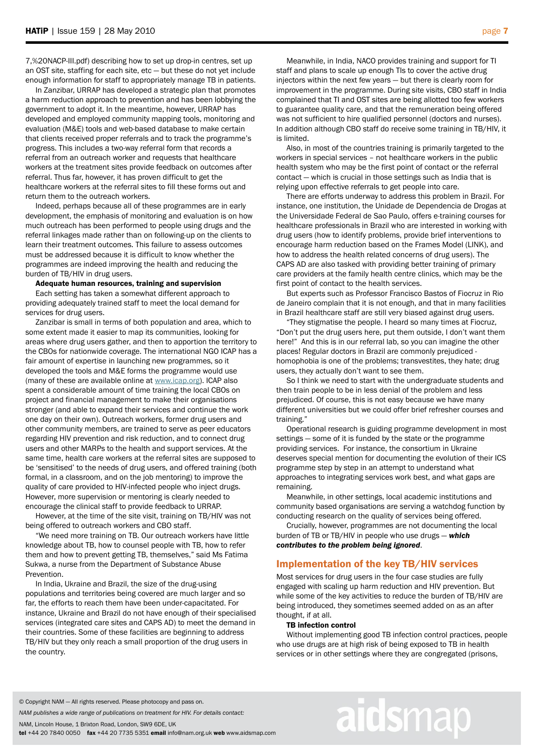7,%20NACP-III.pdf) describing how to set up drop-in centres, set up an OST site, staffing for each site, etc — but these do not yet include enough information for staff to appropriately manage TB in patients.

In Zanzibar, URRAP has developed a strategic plan that promotes a harm reduction approach to prevention and has been lobbying the government to adopt it. In the meantime, however, URRAP has developed and employed community mapping tools, monitoring and evaluation (M&E) tools and web-based database to make certain that clients received proper referrals and to track the programme's progress. This includes a two-way referral form that records a referral from an outreach worker and requests that healthcare workers at the treatment sites provide feedback on outcomes after referral. Thus far, however, it has proven difficult to get the healthcare workers at the referral sites to fill these forms out and return them to the outreach workers.

Indeed, perhaps because all of these programmes are in early development, the emphasis of monitoring and evaluation is on how much outreach has been performed to people using drugs and the referral linkages made rather than on following-up on the clients to learn their treatment outcomes. This failure to assess outcomes must be addressed because it is difficult to know whether the programmes are indeed improving the health and reducing the burden of TB/HIV in drug users.

**Adequate human resources, training and supervision**

Each setting has taken a somewhat different approach to providing adequately trained staff to meet the local demand for services for drug users.

Zanzibar is small in terms of both population and area, which to some extent made it easier to map its communities, looking for areas where drug users gather, and then to apportion the territory to the CBOs for nationwide coverage. The international NGO ICAP has a fair amount of expertise in launching new programmes, so it developed the tools and M&E forms the programme would use (many of these are available online at www.icap.org). ICAP also spent a considerable amount of time training the local CBOs on project and financial management to make their organisations stronger (and able to expand their services and continue the work one day on their own). Outreach workers, former drug users and other community members, are trained to serve as peer educators regarding HIV prevention and risk reduction, and to connect drug users and other MARPs to the health and support services. At the same time, health care workers at the referral sites are supposed to be 'sensitised' to the needs of drug users, and offered training (both formal, in a classroom, and on the job mentoring) to improve the quality of care provided to HIV-infected people who inject drugs. However, more supervision or mentoring is clearly needed to encourage the clinical staff to provide feedback to URRAP.

However, at the time of the site visit, training on TB/HIV was not being offered to outreach workers and CBO staff.

"We need more training on TB. Our outreach workers have little knowledge about TB, how to counsel people with TB, how to refer them and how to prevent getting TB, themselves," said Ms Fatima Sukwa, a nurse from the Department of Substance Abuse Prevention.

In India, Ukraine and Brazil, the size of the drug-using populations and territories being covered are much larger and so far, the efforts to reach them have been under-capacitated. For instance, Ukraine and Brazil do not have enough of their specialised services (integrated care sites and CAPS AD) to meet the demand in their countries. Some of these facilities are beginning to address TB/HIV but they only reach a small proportion of the drug users in the country.

Meanwhile, in India, NACO provides training and support for TI staff and plans to scale up enough TIs to cover the active drug injectors within the next few years — but there is clearly room for improvement in the programme. During site visits, CBO staff in India complained that TI and OST sites are being allotted too few workers to guarantee quality care, and that the remuneration being offered was not sufficient to hire qualified personnel (doctors and nurses). In addition although CBO staff do receive some training in TB/HIV, it is limited.

Also, in most of the countries training is primarily targeted to the workers in special services – not healthcare workers in the public health system who may be the first point of contact or the referral contact — which is crucial in those settings such as India that is relying upon effective referrals to get people into care.

There are efforts underway to address this problem in Brazil. For instance, one institution, the Unidade de Dependencia de Drogas at the Universidade Federal de Sao Paulo, offers e-training courses for healthcare professionals in Brazil who are interested in working with drug users (how to identify problems, provide brief interventions to encourage harm reduction based on the Frames Model (LINK), and how to address the health related concerns of drug users). The CAPS AD are also tasked with providing better training of primary care providers at the family health centre clinics, which may be the first point of contact to the health services.

But experts such as Professor Francisco Bastos of Fiocruz in Rio de Janeiro complain that it is not enough, and that in many facilities in Brazil healthcare staff are still very biased against drug users.

"They stigmatise the people. I heard so many times at Fiocruz, "Don't put the drug users here, put them outside, I don't want them here!" And this is in our referral lab, so you can imagine the other places! Regular doctors in Brazil are commonly prejudiced - homophobia is one of the problems; transvestites, they hate; drug users, they actually don't want to see them.

So I think we need to start with the undergraduate students and then train people to be in less denial of the problem and less prejudiced. Of course, this is not easy because we have many different universities but we could offer brief refresher courses and training."

Operational research is guiding programme development in most settings — some of it is funded by the state or the programme providing services. For instance, the consortium in Ukraine deserves special mention for documenting the evolution of their ICS programme step by step in an attempt to understand what approaches to integrating services work best, and what gaps are remaining.

Meanwhile, in other settings, local academic institutions and community based organisations are serving a watchdog function by conducting research on the quality of services being offered.

Crucially, however, programmes are not documenting the local burden of TB or TB/HIV in people who use drugs — ***which contributes to the problem being ignored***.

## Implementation of the key TB/HIV services

Most services for drug users in the four case studies are fully engaged with scaling up harm reduction and HIV prevention. But while some of the key activities to reduce the burden of TB/HIV are being introduced, they sometimes seemed added on as an after thought, if at all.

**TB infection control**

Without implementing good TB infection control practices, people who use drugs are at high risk of being exposed to TB in health services or in other settings where they are congregated (prisons,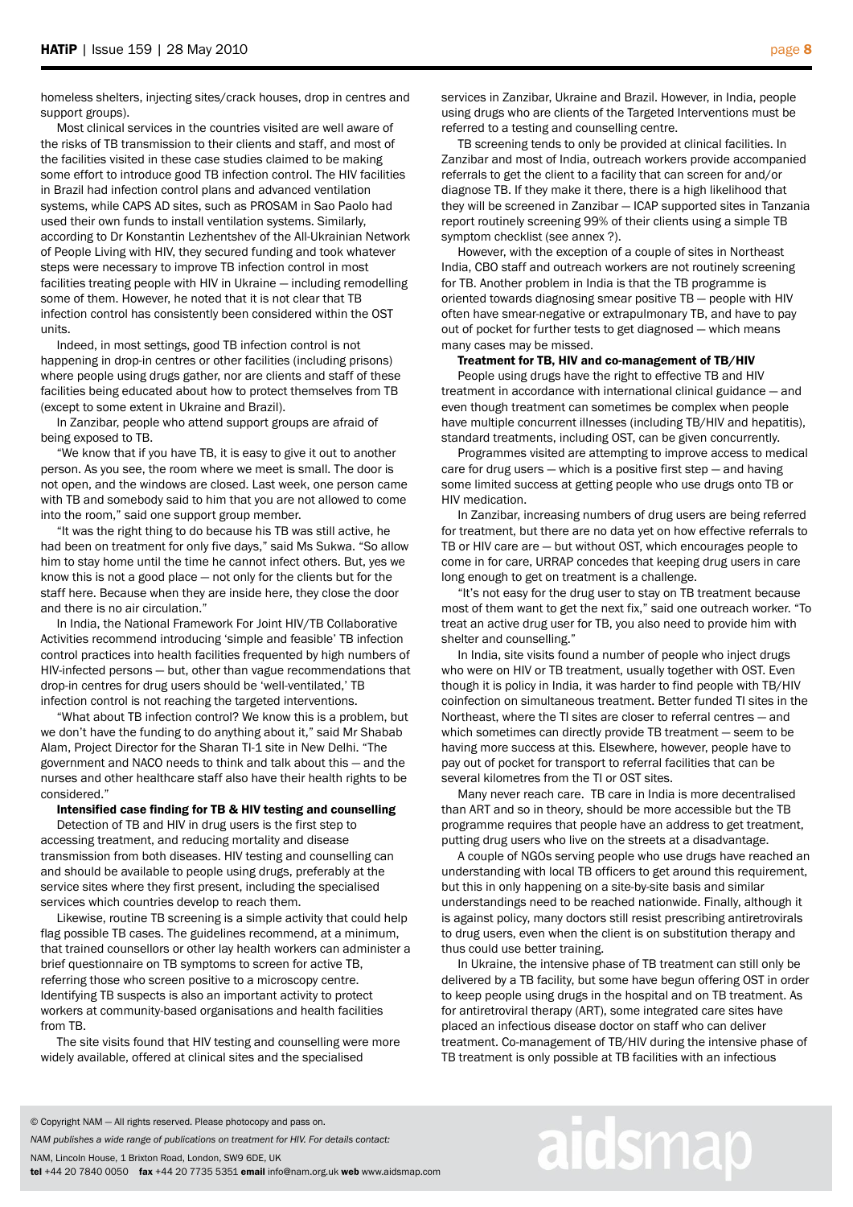homeless shelters, injecting sites/crack houses, drop in centres and support groups).

Most clinical services in the countries visited are well aware of the risks of TB transmission to their clients and staff, and most of the facilities visited in these case studies claimed to be making some effort to introduce good TB infection control. The HIV facilities in Brazil had infection control plans and advanced ventilation systems, while CAPS AD sites, such as PROSAM in Sao Paolo had used their own funds to install ventilation systems. Similarly, according to Dr Konstantin Lezhentshev of the All-Ukrainian Network of People Living with HIV, they secured funding and took whatever steps were necessary to improve TB infection control in most facilities treating people with HIV in Ukraine — including remodelling some of them. However, he noted that it is not clear that TB infection control has consistently been considered within the OST units.

Indeed, in most settings, good TB infection control is not happening in drop-in centres or other facilities (including prisons) where people using drugs gather, nor are clients and staff of these facilities being educated about how to protect themselves from TB (except to some extent in Ukraine and Brazil).

In Zanzibar, people who attend support groups are afraid of being exposed to TB.

"We know that if you have TB, it is easy to give it out to another person. As you see, the room where we meet is small. The door is not open, and the windows are closed. Last week, one person came with TB and somebody said to him that you are not allowed to come into the room," said one support group member.

"It was the right thing to do because his TB was still active, he had been on treatment for only five days," said Ms Sukwa. "So allow him to stay home until the time he cannot infect others. But, yes we know this is not a good place — not only for the clients but for the staff here. Because when they are inside here, they close the door and there is no air circulation."

In India, the National Framework For Joint HIV/TB Collaborative Activities recommend introducing 'simple and feasible' TB infection control practices into health facilities frequented by high numbers of HIV-infected persons — but, other than vague recommendations that drop-in centres for drug users should be 'well-ventilated,' TB infection control is not reaching the targeted interventions.

"What about TB infection control? We know this is a problem, but we don't have the funding to do anything about it," said Mr Shabab Alam, Project Director for the Sharan TI-1 site in New Delhi. "The government and NACO needs to think and talk about this — and the nurses and other healthcare staff also have their health rights to be considered."

**Intensified case finding for TB & HIV testing and counselling**

Detection of TB and HIV in drug users is the first step to accessing treatment, and reducing mortality and disease transmission from both diseases. HIV testing and counselling can and should be available to people using drugs, preferably at the service sites where they first present, including the specialised services which countries develop to reach them.

Likewise, routine TB screening is a simple activity that could help flag possible TB cases. The guidelines recommend, at a minimum, that trained counsellors or other lay health workers can administer a brief questionnaire on TB symptoms to screen for active TB, referring those who screen positive to a microscopy centre. Identifying TB suspects is also an important activity to protect workers at community-based organisations and health facilities from TB.

The site visits found that HIV testing and counselling were more widely available, offered at clinical sites and the specialised services in Zanzibar, Ukraine and Brazil. However, in India, people using drugs who are clients of the Targeted Interventions must be referred to a testing and counselling centre.

TB screening tends to only be provided at clinical facilities. In Zanzibar and most of India, outreach workers provide accompanied referrals to get the client to a facility that can screen for and/or diagnose TB. If they make it there, there is a high likelihood that they will be screened in Zanzibar — ICAP supported sites in Tanzania report routinely screening 99% of their clients using a simple TB symptom checklist (see annex ?).

However, with the exception of a couple of sites in Northeast India, CBO staff and outreach workers are not routinely screening for TB. Another problem in India is that the TB programme is oriented towards diagnosing smear positive TB — people with HIV often have smear-negative or extrapulmonary TB, and have to pay out of pocket for further tests to get diagnosed — which means many cases may be missed.

**Treatment for TB, HIV and co-management of TB/HIV**

People using drugs have the right to effective TB and HIV treatment in accordance with international clinical guidance — and even though treatment can sometimes be complex when people have multiple concurrent illnesses (including TB/HIV and hepatitis), standard treatments, including OST, can be given concurrently.

Programmes visited are attempting to improve access to medical care for drug users — which is a positive first step — and having some limited success at getting people who use drugs onto TB or HIV medication.

In Zanzibar, increasing numbers of drug users are being referred for treatment, but there are no data yet on how effective referrals to TB or HIV care are — but without OST, which encourages people to come in for care, URRAP concedes that keeping drug users in care long enough to get on treatment is a challenge.

"It's not easy for the drug user to stay on TB treatment because most of them want to get the next fix," said one outreach worker. "To treat an active drug user for TB, you also need to provide him with shelter and counselling."

In India, site visits found a number of people who inject drugs who were on HIV or TB treatment, usually together with OST. Even though it is policy in India, it was harder to find people with TB/HIV coinfection on simultaneous treatment. Better funded TI sites in the Northeast, where the TI sites are closer to referral centres — and which sometimes can directly provide TB treatment — seem to be having more success at this. Elsewhere, however, people have to pay out of pocket for transport to referral facilities that can be several kilometres from the TI or OST sites.

Many never reach care. TB care in India is more decentralised than ART and so in theory, should be more accessible but the TB programme requires that people have an address to get treatment, putting drug users who live on the streets at a disadvantage.

A couple of NGOs serving people who use drugs have reached an understanding with local TB officers to get around this requirement, but this in only happening on a site-by-site basis and similar understandings need to be reached nationwide. Finally, although it is against policy, many doctors still resist prescribing antiretrovirals to drug users, even when the client is on substitution therapy and thus could use better training.

In Ukraine, the intensive phase of TB treatment can still only be delivered by a TB facility, but some have begun offering OST in order to keep people using drugs in the hospital and on TB treatment. As for antiretroviral therapy (ART), some integrated care sites have placed an infectious disease doctor on staff who can deliver treatment. Co-management of TB/HIV during the intensive phase of TB treatment is only possible at TB facilities with an infectious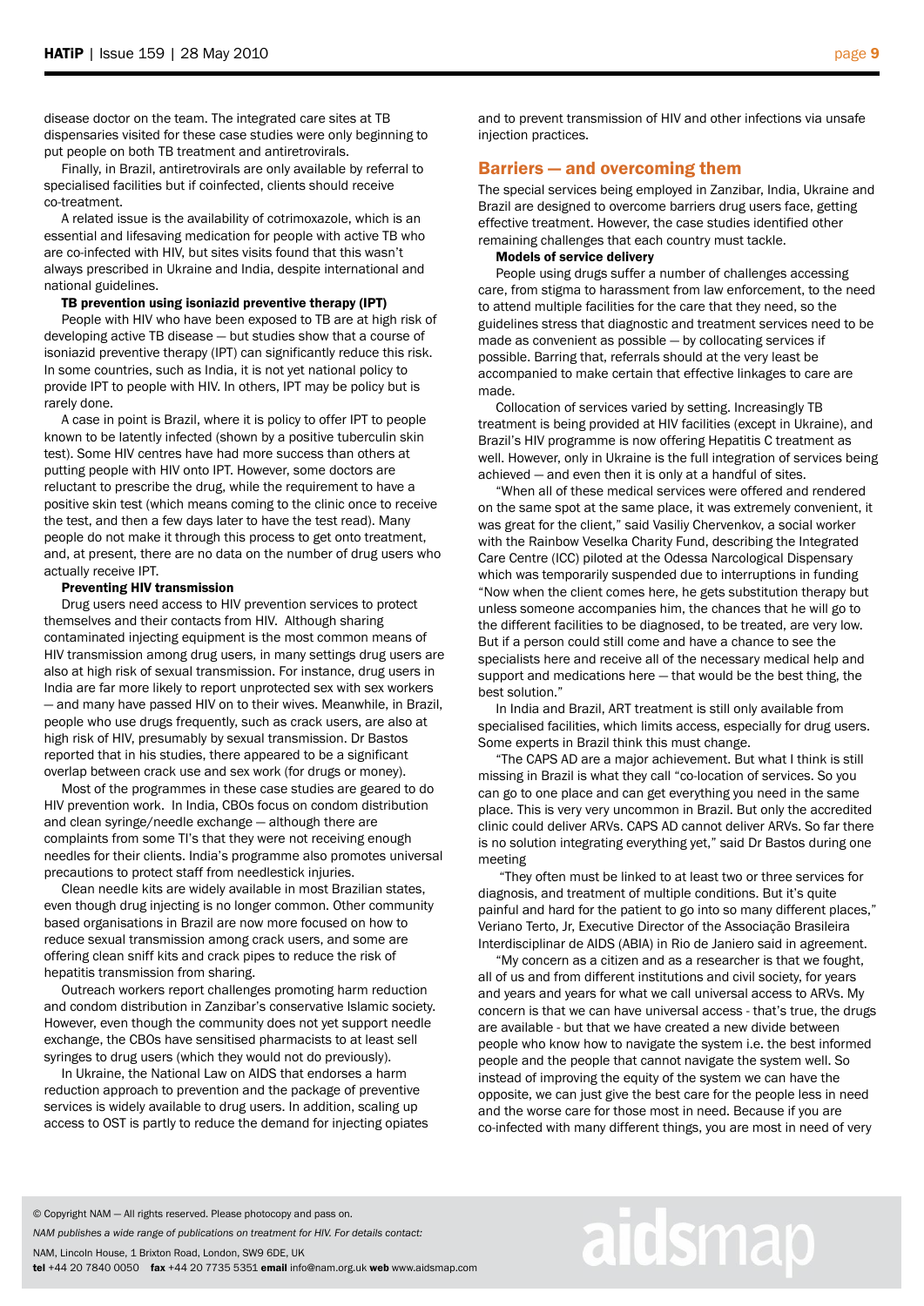disease doctor on the team. The integrated care sites at TB dispensaries visited for these case studies were only beginning to put people on both TB treatment and antiretrovirals.

Finally, in Brazil, antiretrovirals are only available by referral to specialised facilities but if coinfected, clients should receive co-treatment.

A related issue is the availability of cotrimoxazole, which is an essential and lifesaving medication for people with active TB who are co-infected with HIV, but sites visits found that this wasn't always prescribed in Ukraine and India, despite international and national guidelines.

**TB prevention using isoniazid preventive therapy (IPT)**

People with HIV who have been exposed to TB are at high risk of developing active TB disease — but studies show that a course of isoniazid preventive therapy (IPT) can significantly reduce this risk. In some countries, such as India, it is not yet national policy to provide IPT to people with HIV. In others, IPT may be policy but is rarely done.

A case in point is Brazil, where it is policy to offer IPT to people known to be latently infected (shown by a positive tuberculin skin test). Some HIV centres have had more success than others at putting people with HIV onto IPT. However, some doctors are reluctant to prescribe the drug, while the requirement to have a positive skin test (which means coming to the clinic once to receive the test, and then a few days later to have the test read). Many people do not make it through this process to get onto treatment, and, at present, there are no data on the number of drug users who actually receive IPT.

**Preventing HIV transmission**

Drug users need access to HIV prevention services to protect themselves and their contacts from HIV. Although sharing contaminated injecting equipment is the most common means of HIV transmission among drug users, in many settings drug users are also at high risk of sexual transmission. For instance, drug users in India are far more likely to report unprotected sex with sex workers — and many have passed HIV on to their wives. Meanwhile, in Brazil, people who use drugs frequently, such as crack users, are also at high risk of HIV, presumably by sexual transmission. Dr Bastos reported that in his studies, there appeared to be a significant overlap between crack use and sex work (for drugs or money).

Most of the programmes in these case studies are geared to do HIV prevention work. In India, CBOs focus on condom distribution and clean syringe/needle exchange — although there are complaints from some TI's that they were not receiving enough needles for their clients. India's programme also promotes universal precautions to protect staff from needlestick injuries.

Clean needle kits are widely available in most Brazilian states, even though drug injecting is no longer common. Other community based organisations in Brazil are now more focused on how to reduce sexual transmission among crack users, and some are offering clean sniff kits and crack pipes to reduce the risk of hepatitis transmission from sharing.

Outreach workers report challenges promoting harm reduction and condom distribution in Zanzibar's conservative Islamic society. However, even though the community does not yet support needle exchange, the CBOs have sensitised pharmacists to at least sell syringes to drug users (which they would not do previously).

In Ukraine, the National Law on AIDS that endorses a harm reduction approach to prevention and the package of preventive services is widely available to drug users. In addition, scaling up access to OST is partly to reduce the demand for injecting opiates and to prevent transmission of HIV and other infections via unsafe injection practices.

## Barriers — and overcoming them

The special services being employed in Zanzibar, India, Ukraine and Brazil are designed to overcome barriers drug users face, getting effective treatment. However, the case studies identified other remaining challenges that each country must tackle.

**Models of service delivery**

People using drugs suffer a number of challenges accessing care, from stigma to harassment from law enforcement, to the need to attend multiple facilities for the care that they need, so the guidelines stress that diagnostic and treatment services need to be made as convenient as possible — by collocating services if possible. Barring that, referrals should at the very least be accompanied to make certain that effective linkages to care are made.

Collocation of services varied by setting. Increasingly TB treatment is being provided at HIV facilities (except in Ukraine), and Brazil's HIV programme is now offering Hepatitis C treatment as well. However, only in Ukraine is the full integration of services being achieved — and even then it is only at a handful of sites.

"When all of these medical services were offered and rendered on the same spot at the same place, it was extremely convenient, it was great for the client," said Vasiliy Chervenkov, a social worker with the Rainbow Veselka Charity Fund, describing the Integrated Care Centre (ICC) piloted at the Odessa Narcological Dispensary which was temporarily suspended due to interruptions in funding "Now when the client comes here, he gets substitution therapy but unless someone accompanies him, the chances that he will go to the different facilities to be diagnosed, to be treated, are very low. But if a person could still come and have a chance to see the specialists here and receive all of the necessary medical help and support and medications here — that would be the best thing, the best solution."

In India and Brazil, ART treatment is still only available from specialised facilities, which limits access, especially for drug users. Some experts in Brazil think this must change.

"The CAPS AD are a major achievement. But what I think is still missing in Brazil is what they call "co-location of services. So you can go to one place and can get everything you need in the same place. This is very very uncommon in Brazil. But only the accredited clinic could deliver ARVs. CAPS AD cannot deliver ARVs. So far there is no solution integrating everything yet," said Dr Bastos during one meeting

"They often must be linked to at least two or three services for diagnosis, and treatment of multiple conditions. But it's quite painful and hard for the patient to go into so many different places," Veriano Terto, Jr, Executive Director of the Associação Brasileira Interdisciplinar de AIDS (ABIA) in Rio de Janiero said in agreement.

"My concern as a citizen and as a researcher is that we fought, all of us and from different institutions and civil society, for years and years and years for what we call universal access to ARVs. My concern is that we can have universal access - that's true, the drugs are available - but that we have created a new divide between people who know how to navigate the system i.e. the best informed people and the people that cannot navigate the system well. So instead of improving the equity of the system we can have the opposite, we can just give the best care for the people less in need and the worse care for those most in need. Because if you are co-infected with many different things, you are most in need of very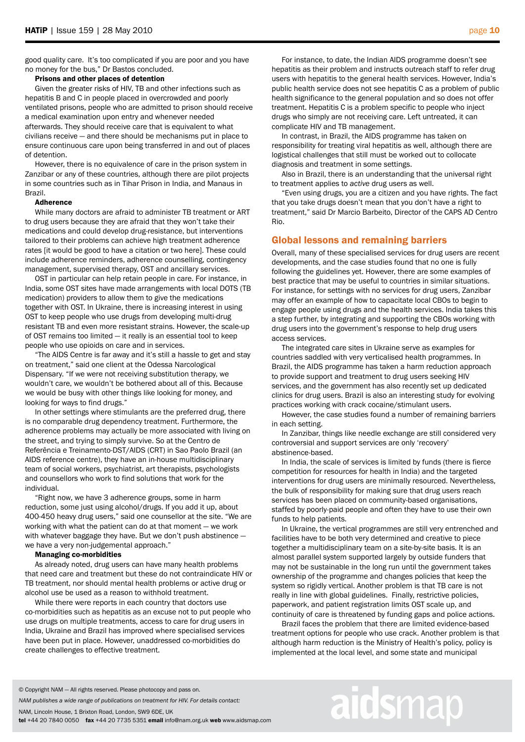good quality care. It's too complicated if you are poor and you have no money for the bus," Dr Bastos concluded.

**Prisons and other places of detention**

Given the greater risks of HIV, TB and other infections such as hepatitis B and C in people placed in overcrowded and poorly ventilated prisons, people who are admitted to prison should receive a medical examination upon entry and whenever needed afterwards. They should receive care that is equivalent to what civilians receive — and there should be mechanisms put in place to ensure continuous care upon being transferred in and out of places of detention.

However, there is no equivalence of care in the prison system in Zanzibar or any of these countries, although there are pilot projects in some countries such as in Tihar Prison in India, and Manaus in Brazil.

**Adherence**

While many doctors are afraid to administer TB treatment or ART to drug users because they are afraid that they won't take their medications and could develop drug-resistance, but interventions tailored to their problems can achieve high treatment adherence rates [it would be good to have a citation or two here]. These could include adherence reminders, adherence counselling, contingency management, supervised therapy, OST and ancillary services.

OST in particular can help retain people in care. For instance, in India, some OST sites have made arrangements with local DOTS (TB medication) providers to allow them to give the medications together with OST. In Ukraine, there is increasing interest in using OST to keep people who use drugs from developing multi-drug resistant TB and even more resistant strains. However, the scale-up of OST remains too limited — it really is an essential tool to keep people who use opioids on care and in services.

"The AIDS Centre is far away and it's still a hassle to get and stay on treatment," said one client at the Odessa Narcological Dispensary. "If we were not receiving substitution therapy, we wouldn't care, we wouldn't be bothered about all of this. Because we would be busy with other things like looking for money, and looking for ways to find drugs."

In other settings where stimulants are the preferred drug, there is no comparable drug dependency treatment. Furthermore, the adherence problems may actually be more associated with living on the street, and trying to simply survive. So at the Centro de Referência e Treinamento-DST/AIDS (CRT) in Sao Paolo Brazil (an AIDS reference centre), they have an in-house multidisciplinary team of social workers, psychiatrist, art therapists, psychologists and counsellors who work to find solutions that work for the individual.

"Right now, we have 3 adherence groups, some in harm reduction, some just using alcohol/drugs. If you add it up, about 400-450 heavy drug users," said one counsellor at the site. "We are working with what the patient can do at that moment — we work with whatever baggage they have. But we don't push abstinence — we have a very non-judgemental approach."

**Managing co-morbidities**

As already noted, drug users can have many health problems that need care and treatment but these do not contraindicate HIV or TB treatment, nor should mental health problems or active drug or alcohol use be used as a reason to withhold treatment.

While there were reports in each country that doctors use co-morbidities such as hepatitis as an excuse not to put people who use drugs on multiple treatments, access to care for drug users in India, Ukraine and Brazil has improved where specialised services have been put in place. However, unaddressed co-morbidities do create challenges to effective treatment.

For instance, to date, the Indian AIDS programme doesn't see hepatitis as their problem and instructs outreach staff to refer drug users with hepatitis to the general health services. However, India's public health service does not see hepatitis C as a problem of public health significance to the general population and so does not offer treatment. Hepatitis C is a problem specific to people who inject drugs who simply are not receiving care. Left untreated, it can complicate HIV and TB management.

In contrast, in Brazil, the AIDS programme has taken on responsibility for treating viral hepatitis as well, although there are logistical challenges that still must be worked out to collocate diagnosis and treatment in some settings.

Also in Brazil, there is an understanding that the universal right to treatment applies to *active* drug users as well.

"Even using drugs, you are a citizen and you have rights. The fact that you take drugs doesn't mean that you don't have a right to treatment," said Dr Marcio Barbeito, Director of the CAPS AD Centro Rio.

## Global lessons and remaining barriers

Overall, many of these specialised services for drug users are recent developments, and the case studies found that no one is fully following the guidelines yet. However, there are some examples of best practice that may be useful to countries in similar situations. For instance, for settings with no services for drug users, Zanzibar may offer an example of how to capacitate local CBOs to begin to engage people using drugs and the health services. India takes this a step further, by integrating and supporting the CBOs working with drug users into the government's response to help drug users access services.

The integrated care sites in Ukraine serve as examples for countries saddled with very verticalised health programmes. In Brazil, the AIDS programme has taken a harm reduction approach to provide support and treatment to drug users seeking HIV services, and the government has also recently set up dedicated clinics for drug users. Brazil is also an interesting study for evolving practices working with crack cocaine/stimulant users.

However, the case studies found a number of remaining barriers in each setting.

In Zanzibar, things like needle exchange are still considered very controversial and support services are only 'recovery' abstinence-based.

In India, the scale of services is limited by funds (there is fierce competition for resources for health in India) and the targeted interventions for drug users are minimally resourced. Nevertheless, the bulk of responsibility for making sure that drug users reach services has been placed on community-based organisations, staffed by poorly-paid people and often they have to use their own funds to help patients.

In Ukraine, the vertical programmes are still very entrenched and facilities have to be both very determined and creative to piece together a multidisciplinary team on a site-by-site basis. It is an almost parallel system supported largely by outside funders that may not be sustainable in the long run until the government takes ownership of the programme and changes policies that keep the system so rigidly vertical. Another problem is that TB care is not really in line with global guidelines. Finally, restrictive policies, paperwork, and patient registration limits OST scale up, and continuity of care is threatened by funding gaps and police actions.

Brazil faces the problem that there are limited evidence-based treatment options for people who use crack. Another problem is that although harm reduction is the Ministry of Health's policy, policy is implemented at the local level, and some state and municipal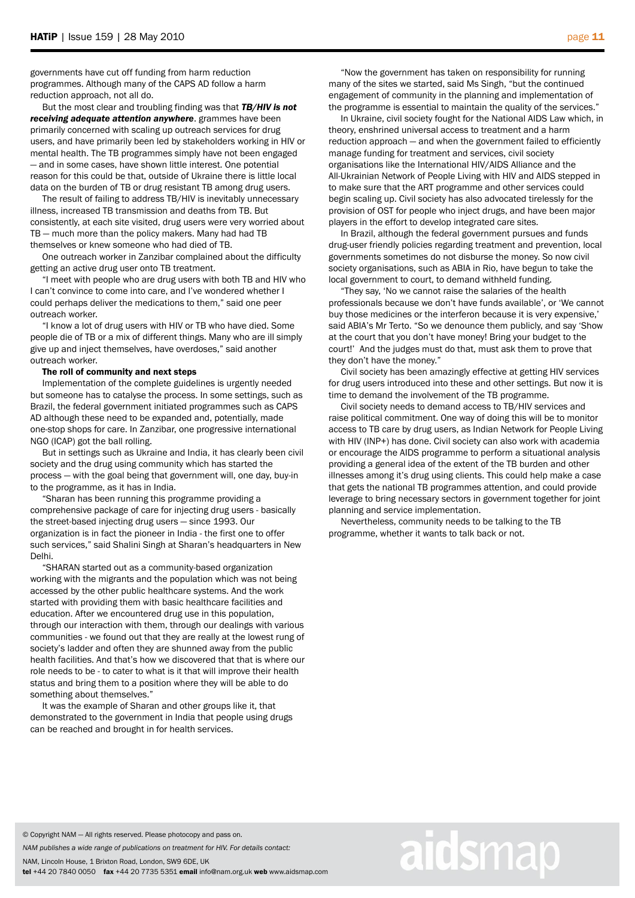governments have cut off funding from harm reduction programmes. Although many of the CAPS AD follow a harm reduction approach, not all do.

But the most clear and troubling finding was that ***TB/HIV is not receiving adequate attention anywhere***. grammes have been primarily concerned with scaling up outreach services for drug users, and have primarily been led by stakeholders working in HIV or mental health. The TB programmes simply have not been engaged — and in some cases, have shown little interest. One potential reason for this could be that, outside of Ukraine there is little local data on the burden of TB or drug resistant TB among drug users.

The result of failing to address TB/HIV is inevitably unnecessary illness, increased TB transmission and deaths from TB. But consistently, at each site visited, drug users were very worried about TB — much more than the policy makers. Many had had TB themselves or knew someone who had died of TB.

One outreach worker in Zanzibar complained about the difficulty getting an active drug user onto TB treatment.

"I meet with people who are drug users with both TB and HIV who I can't convince to come into care, and I've wondered whether I could perhaps deliver the medications to them," said one peer outreach worker.

"I know a lot of drug users with HIV or TB who have died. Some people die of TB or a mix of different things. Many who are ill simply give up and inject themselves, have overdoses," said another outreach worker.

**The roll of community and next steps**

Implementation of the complete guidelines is urgently needed but someone has to catalyse the process. In some settings, such as Brazil, the federal government initiated programmes such as CAPS AD although these need to be expanded and, potentially, made one-stop shops for care. In Zanzibar, one progressive international NGO (ICAP) got the ball rolling.

But in settings such as Ukraine and India, it has clearly been civil society and the drug using community which has started the process — with the goal being that government will, one day, buy-in to the programme, as it has in India.

"Sharan has been running this programme providing a comprehensive package of care for injecting drug users - basically the street-based injecting drug users — since 1993. Our organization is in fact the pioneer in India - the first one to offer such services," said Shalini Singh at Sharan's headquarters in New Delhi.

"SHARAN started out as a community-based organization working with the migrants and the population which was not being accessed by the other public healthcare systems. And the work started with providing them with basic healthcare facilities and education. After we encountered drug use in this population, through our interaction with them, through our dealings with various communities - we found out that they are really at the lowest rung of society's ladder and often they are shunned away from the public health facilities. And that's how we discovered that that is where our role needs to be - to cater to what is it that will improve their health status and bring them to a position where they will be able to do something about themselves."

It was the example of Sharan and other groups like it, that demonstrated to the government in India that people using drugs can be reached and brought in for health services.

"Now the government has taken on responsibility for running many of the sites we started, said Ms Singh, "but the continued engagement of community in the planning and implementation of the programme is essential to maintain the quality of the services."

In Ukraine, civil society fought for the National AIDS Law which, in theory, enshrined universal access to treatment and a harm reduction approach — and when the government failed to efficiently manage funding for treatment and services, civil society organisations like the International HIV/AIDS Alliance and the All-Ukrainian Network of People Living with HIV and AIDS stepped in to make sure that the ART programme and other services could begin scaling up. Civil society has also advocated tirelessly for the provision of OST for people who inject drugs, and have been major players in the effort to develop integrated care sites.

In Brazil, although the federal government pursues and funds drug-user friendly policies regarding treatment and prevention, local governments sometimes do not disburse the money. So now civil society organisations, such as ABIA in Rio, have begun to take the local government to court, to demand withheld funding.

"They say, 'No we cannot raise the salaries of the health professionals because we don't have funds available', or 'We cannot buy those medicines or the interferon because it is very expensive,' said ABIA's Mr Terto. "So we denounce them publicly, and say 'Show at the court that you don't have money! Bring your budget to the court!' And the judges must do that, must ask them to prove that they don't have the money."

Civil society has been amazingly effective at getting HIV services for drug users introduced into these and other settings. But now it is time to demand the involvement of the TB programme.

Civil society needs to demand access to TB/HIV services and raise political commitment. One way of doing this will be to monitor access to TB care by drug users, as Indian Network for People Living with HIV (INP+) has done. Civil society can also work with academia or encourage the AIDS programme to perform a situational analysis providing a general idea of the extent of the TB burden and other illnesses among it's drug using clients. This could help make a case that gets the national TB programmes attention, and could provide leverage to bring necessary sectors in government together for joint planning and service implementation.

Nevertheless, community needs to be talking to the TB programme, whether it wants to talk back or not.

© Copyright NAM — All rights reserved. Please photocopy and pass on.

*NAM publishes a wide range of publications on treatment for HIV. For details contact:*

NAM, Lincoln House, 1 Brixton Road, London, SW9 6DE, UK

**tel** +44 20 7840 0050 **fax** +44 20 7735 5351 **email** info@nam.org.uk **web** www.aidsmap.com

aidsmap